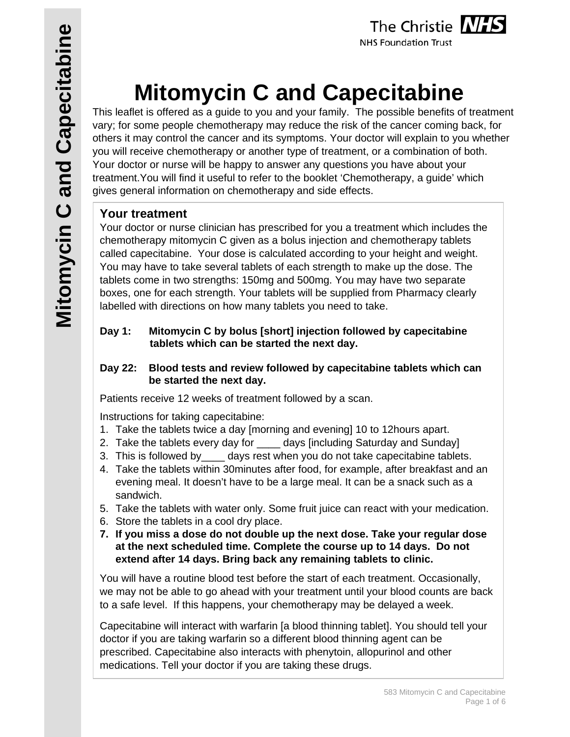# Mitomycin C and Capecitabine

This leaflet is offered as a guide to you and your family. The possible benefits of treatment vary; for some people chemotherapy may reduce the risk of the cancer coming back, for others it may control the cancer and its symptoms. Your doctor will explain to you whether you will receive chemotherapy or another type of treatment, or a combination of both. Your doctor or nurse will be happy to answer any questions you have about your treatment.You will find it useful to refer to the booklet 'Chemotherapy, a guide' which gives general information on chemotherapy and side effects.

## Your treatment

Your doctor or nurse clinician has prescribed for you a treatment which includes the chemotherapy mitomycin C given as a bolus injection and chemotherapy tablets called capecitabine. Your dose is calculated according to your height and weight. You may have to take several tablets of each strength to make up the dose. The tablets come in two strengths: 150mg and 500mg. You may have two separate boxes, one for each strength. Your tablets will be supplied from Pharmacy clearly labelled with directions on how many tablets you need to take.

**Day 1: Mitomycin C by bolus [short] injection followed by capecitabine tablets which can be started the next day.**

**Day 22: Blood tests and review followed by capecitabine tablets which can be started the next day.**

Patients receive 12 weeks of treatment followed by a scan.

Instructions for taking capecitabine:

1. Take the tablets twice a day [morning and evening] 10 to 12hours apart.
2. Take the tablets every day for ____ days [including Saturday and Sunday]
3. This is followed by____ days rest when you do not take capecitabine tablets.
4. Take the tablets within 30minutes after food, for example, after breakfast and an evening meal. It doesn't have to be a large meal. It can be a snack such as a sandwich.
5. Take the tablets with water only. Some fruit juice can react with your medication.
6. Store the tablets in a cool dry place.
7. **If you miss a dose do not double up the next dose. Take your regular dose at the next scheduled time. Complete the course up to 14 days. Do not extend after 14 days. Bring back any remaining tablets to clinic.**

You will have a routine blood test before the start of each treatment. Occasionally, we may not be able to go ahead with your treatment until your blood counts are back to a safe level. If this happens, your chemotherapy may be delayed a week.

Capecitabine will interact with warfarin [a blood thinning tablet]. You should tell your doctor if you are taking warfarin so a different blood thinning agent can be prescribed. Capecitabine also interacts with phenytoin, allopurinol and other medications. Tell your doctor if you are taking these drugs.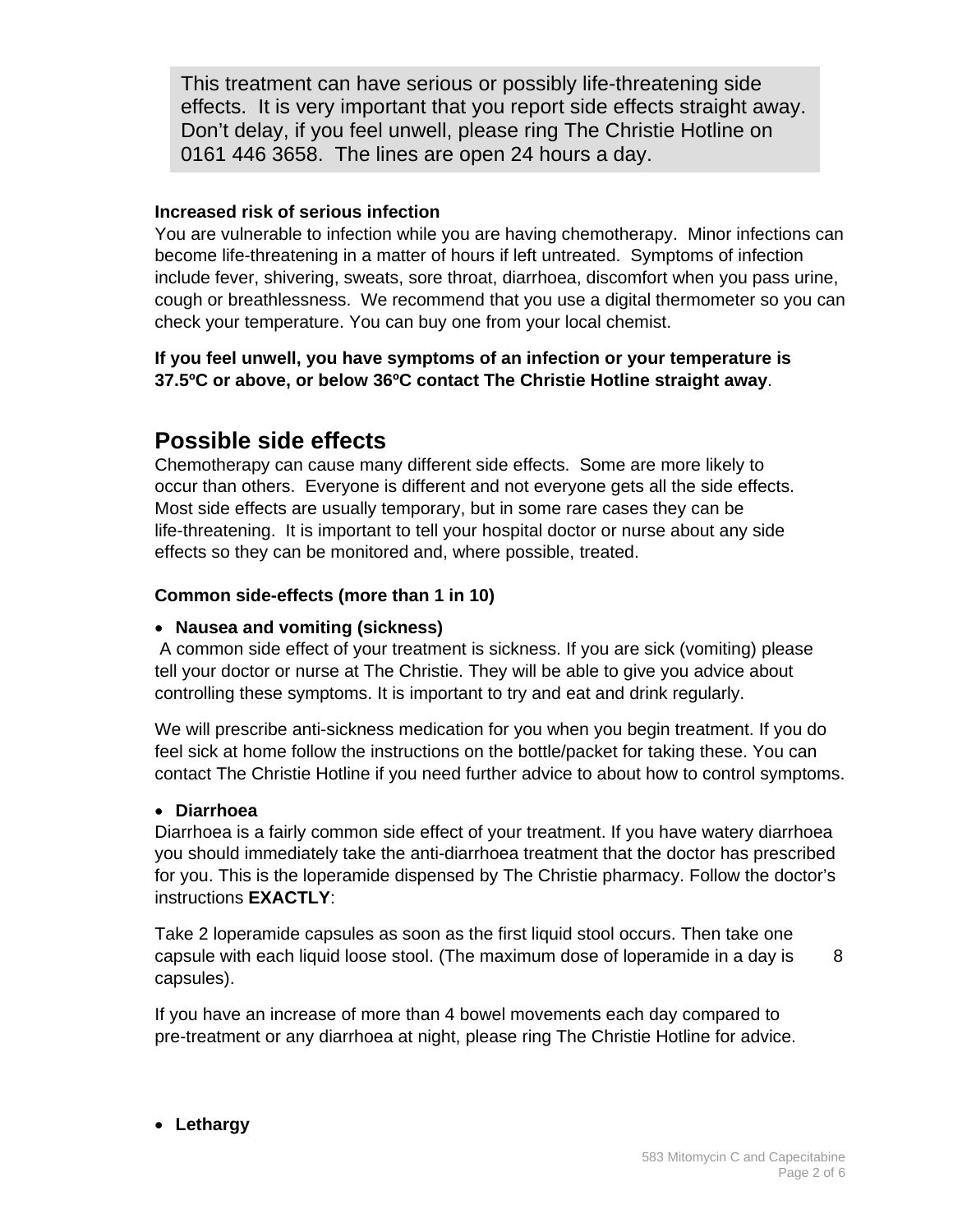This treatment can have serious or possibly life-threatening side effects. It is very important that you report side effects straight away. Don't delay, if you feel unwell, please ring The Christie Hotline on 0161 446 3658. The lines are open 24 hours a day.

**Increased risk of serious infection**

You are vulnerable to infection while you are having chemotherapy. Minor infections can become life-threatening in a matter of hours if left untreated. Symptoms of infection include fever, shivering, sweats, sore throat, diarrhoea, discomfort when you pass urine, cough or breathlessness. We recommend that you use a digital thermometer so you can check your temperature. You can buy one from your local chemist.

**If you feel unwell, you have symptoms of an infection or your temperature is 37.5ºC or above, or below 36ºC contact The Christie Hotline straight away**.

## Possible side effects

Chemotherapy can cause many different side effects. Some are more likely to occur than others. Everyone is different and not everyone gets all the side effects. Most side effects are usually temporary, but in some rare cases they can be life-threatening. It is important to tell your hospital doctor or nurse about any side effects so they can be monitored and, where possible, treated.

**Common side-effects (more than 1 in 10)**

- **Nausea and vomiting (sickness)**

A common side effect of your treatment is sickness. If you are sick (vomiting) please tell your doctor or nurse at The Christie. They will be able to give you advice about controlling these symptoms. It is important to try and eat and drink regularly.

We will prescribe anti-sickness medication for you when you begin treatment. If you do feel sick at home follow the instructions on the bottle/packet for taking these. You can contact The Christie Hotline if you need further advice to about how to control symptoms.

- **Diarrhoea**

Diarrhoea is a fairly common side effect of your treatment. If you have watery diarrhoea you should immediately take the anti-diarrhoea treatment that the doctor has prescribed for you. This is the loperamide dispensed by The Christie pharmacy. Follow the doctor's instructions **EXACTLY**:

Take 2 loperamide capsules as soon as the first liquid stool occurs. Then take one capsule with each liquid loose stool. (The maximum dose of loperamide in a day is 8 capsules).

If you have an increase of more than 4 bowel movements each day compared to pre-treatment or any diarrhoea at night, please ring The Christie Hotline for advice.

- **Lethargy**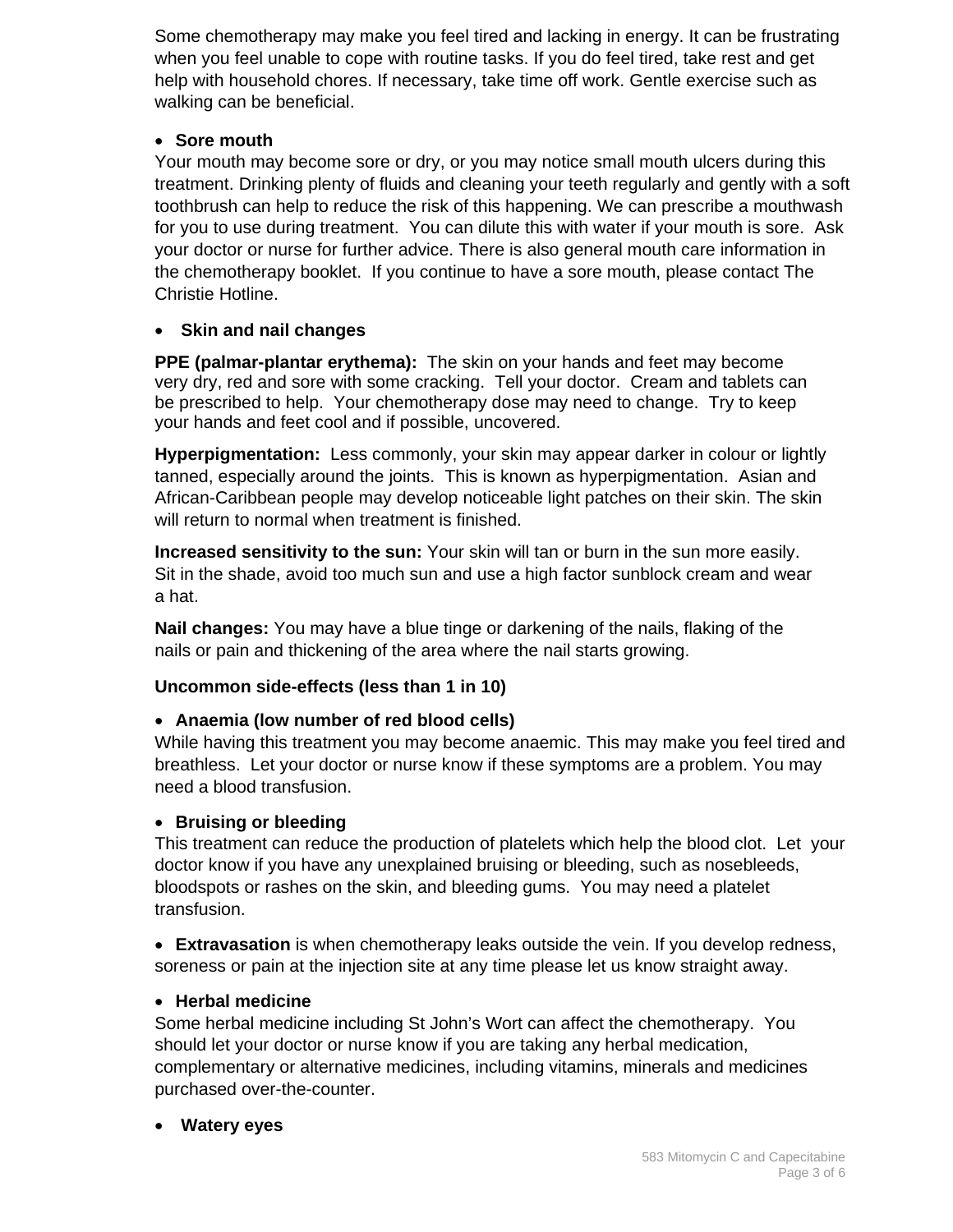Some chemotherapy may make you feel tired and lacking in energy. It can be frustrating when you feel unable to cope with routine tasks. If you do feel tired, take rest and get help with household chores. If necessary, take time off work. Gentle exercise such as walking can be beneficial.

- **Sore mouth**

Your mouth may become sore or dry, or you may notice small mouth ulcers during this treatment. Drinking plenty of fluids and cleaning your teeth regularly and gently with a soft toothbrush can help to reduce the risk of this happening. We can prescribe a mouthwash for you to use during treatment. You can dilute this with water if your mouth is sore. Ask your doctor or nurse for further advice. There is also general mouth care information in the chemotherapy booklet. If you continue to have a sore mouth, please contact The Christie Hotline.

- **Skin and nail changes**

**PPE (palmar-plantar erythema):** The skin on your hands and feet may become very dry, red and sore with some cracking. Tell your doctor. Cream and tablets can be prescribed to help. Your chemotherapy dose may need to change. Try to keep your hands and feet cool and if possible, uncovered.

**Hyperpigmentation:** Less commonly, your skin may appear darker in colour or lightly tanned, especially around the joints. This is known as hyperpigmentation. Asian and African-Caribbean people may develop noticeable light patches on their skin. The skin will return to normal when treatment is finished.

**Increased sensitivity to the sun:** Your skin will tan or burn in the sun more easily. Sit in the shade, avoid too much sun and use a high factor sunblock cream and wear a hat.

**Nail changes:** You may have a blue tinge or darkening of the nails, flaking of the nails or pain and thickening of the area where the nail starts growing.

**Uncommon side-effects (less than 1 in 10)**

- **Anaemia (low number of red blood cells)**

While having this treatment you may become anaemic. This may make you feel tired and breathless. Let your doctor or nurse know if these symptoms are a problem. You may need a blood transfusion.

- **Bruising or bleeding**

This treatment can reduce the production of platelets which help the blood clot. Let your doctor know if you have any unexplained bruising or bleeding, such as nosebleeds, bloodspots or rashes on the skin, and bleeding gums. You may need a platelet transfusion.

- **Extravasation** is when chemotherapy leaks outside the vein. If you develop redness, soreness or pain at the injection site at any time please let us know straight away.

- **Herbal medicine**

Some herbal medicine including St John's Wort can affect the chemotherapy. You should let your doctor or nurse know if you are taking any herbal medication, complementary or alternative medicines, including vitamins, minerals and medicines purchased over-the-counter.

- **Watery eyes**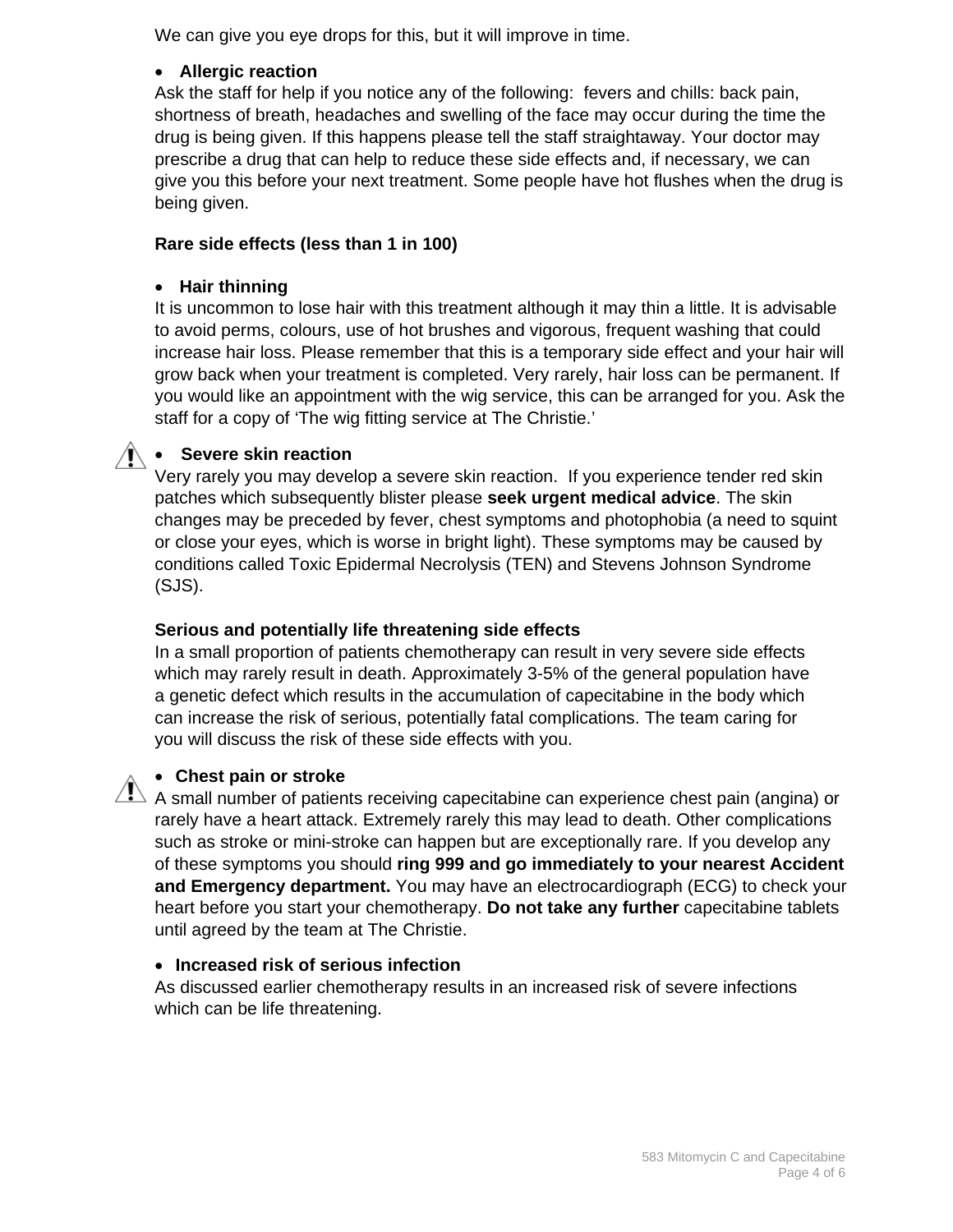We can give you eye drops for this, but it will improve in time.

- **Allergic reaction**

Ask the staff for help if you notice any of the following: fevers and chills: back pain, shortness of breath, headaches and swelling of the face may occur during the time the drug is being given. If this happens please tell the staff straightaway. Your doctor may prescribe a drug that can help to reduce these side effects and, if necessary, we can give you this before your next treatment. Some people have hot flushes when the drug is being given.

**Rare side effects (less than 1 in 100)**

- **Hair thinning**

It is uncommon to lose hair with this treatment although it may thin a little. It is advisable to avoid perms, colours, use of hot brushes and vigorous, frequent washing that could increase hair loss. Please remember that this is a temporary side effect and your hair will grow back when your treatment is completed. Very rarely, hair loss can be permanent. If you would like an appointment with the wig service, this can be arranged for you. Ask the staff for a copy of 'The wig fitting service at The Christie.'

- **Severe skin reaction**

Very rarely you may develop a severe skin reaction. If you experience tender red skin patches which subsequently blister please **seek urgent medical advice**. The skin changes may be preceded by fever, chest symptoms and photophobia (a need to squint or close your eyes, which is worse in bright light). These symptoms may be caused by conditions called Toxic Epidermal Necrolysis (TEN) and Stevens Johnson Syndrome (SJS).

**Serious and potentially life threatening side effects**

In a small proportion of patients chemotherapy can result in very severe side effects which may rarely result in death. Approximately 3-5% of the general population have a genetic defect which results in the accumulation of capecitabine in the body which can increase the risk of serious, potentially fatal complications. The team caring for you will discuss the risk of these side effects with you.

- **Chest pain or stroke**

A small number of patients receiving capecitabine can experience chest pain (angina) or rarely have a heart attack. Extremely rarely this may lead to death. Other complications such as stroke or mini-stroke can happen but are exceptionally rare. If you develop any of these symptoms you should **ring 999 and go immediately to your nearest Accident and Emergency department.** You may have an electrocardiograph (ECG) to check your heart before you start your chemotherapy. **Do not take any further** capecitabine tablets until agreed by the team at The Christie.

- **Increased risk of serious infection**

As discussed earlier chemotherapy results in an increased risk of severe infections which can be life threatening.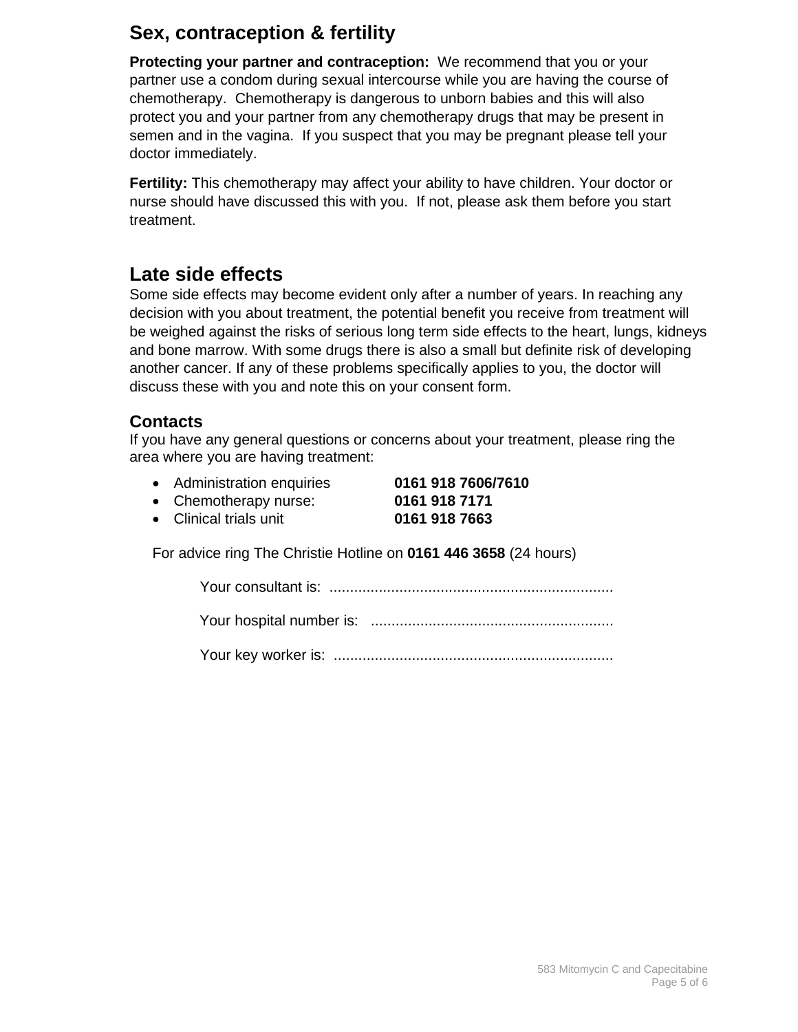## Sex, contraception & fertility

**Protecting your partner and contraception:** We recommend that you or your partner use a condom during sexual intercourse while you are having the course of chemotherapy. Chemotherapy is dangerous to unborn babies and this will also protect you and your partner from any chemotherapy drugs that may be present in semen and in the vagina. If you suspect that you may be pregnant please tell your doctor immediately.

**Fertility:** This chemotherapy may affect your ability to have children. Your doctor or nurse should have discussed this with you. If not, please ask them before you start treatment.

## Late side effects

Some side effects may become evident only after a number of years. In reaching any decision with you about treatment, the potential benefit you receive from treatment will be weighed against the risks of serious long term side effects to the heart, lungs, kidneys and bone marrow. With some drugs there is also a small but definite risk of developing another cancer. If any of these problems specifically applies to you, the doctor will discuss these with you and note this on your consent form.

### Contacts

If you have any general questions or concerns about your treatment, please ring the area where you are having treatment:

- Administration enquiries **0161 918 7606/7610**
- Chemotherapy nurse: **0161 918 7171**
- Clinical trials unit **0161 918 7663**

For advice ring The Christie Hotline on **0161 446 3658** (24 hours)

Your consultant is: ....................................................................

Your hospital number is: ..........................................................

Your key worker is: ...................................................................

583 Mitomycin C and Capecitabine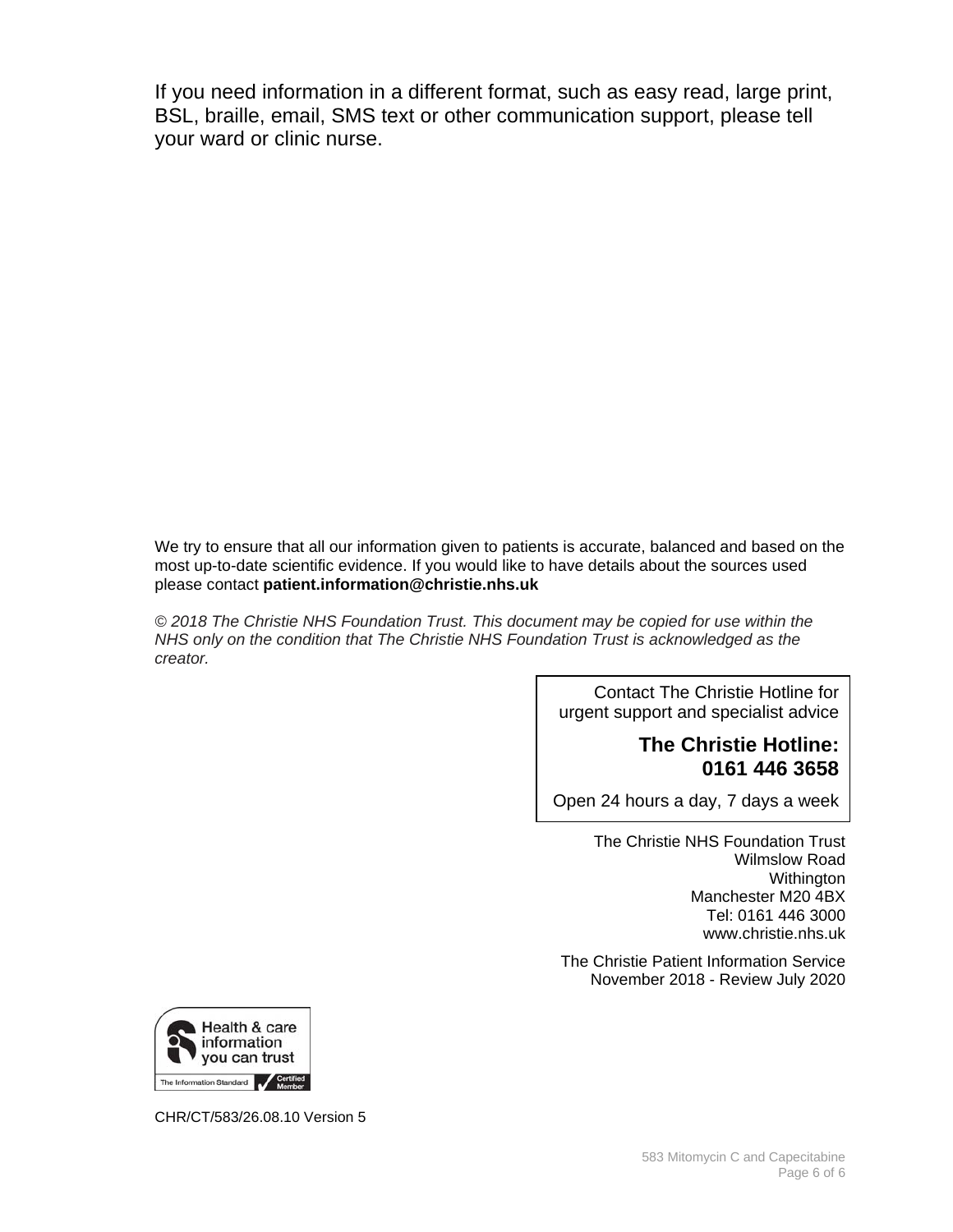If you need information in a different format, such as easy read, large print, BSL, braille, email, SMS text or other communication support, please tell your ward or clinic nurse.

We try to ensure that all our information given to patients is accurate, balanced and based on the most up-to-date scientific evidence. If you would like to have details about the sources used please contact **patient.information@christie.nhs.uk**

*© 2018 The Christie NHS Foundation Trust. This document may be copied for use within the NHS only on the condition that The Christie NHS Foundation Trust is acknowledged as the creator.*

Contact The Christie Hotline for urgent support and specialist advice

**The Christie Hotline: 0161 446 3658**

Open 24 hours a day, 7 days a week

The Christie NHS Foundation Trust
Wilmslow Road
Withington
Manchester M20 4BX
Tel: 0161 446 3000
www.christie.nhs.uk

The Christie Patient Information Service
November 2018 - Review July 2020

Health & care information you can trust
The Information Standard Certified Member

CHR/CT/583/26.08.10 Version 5